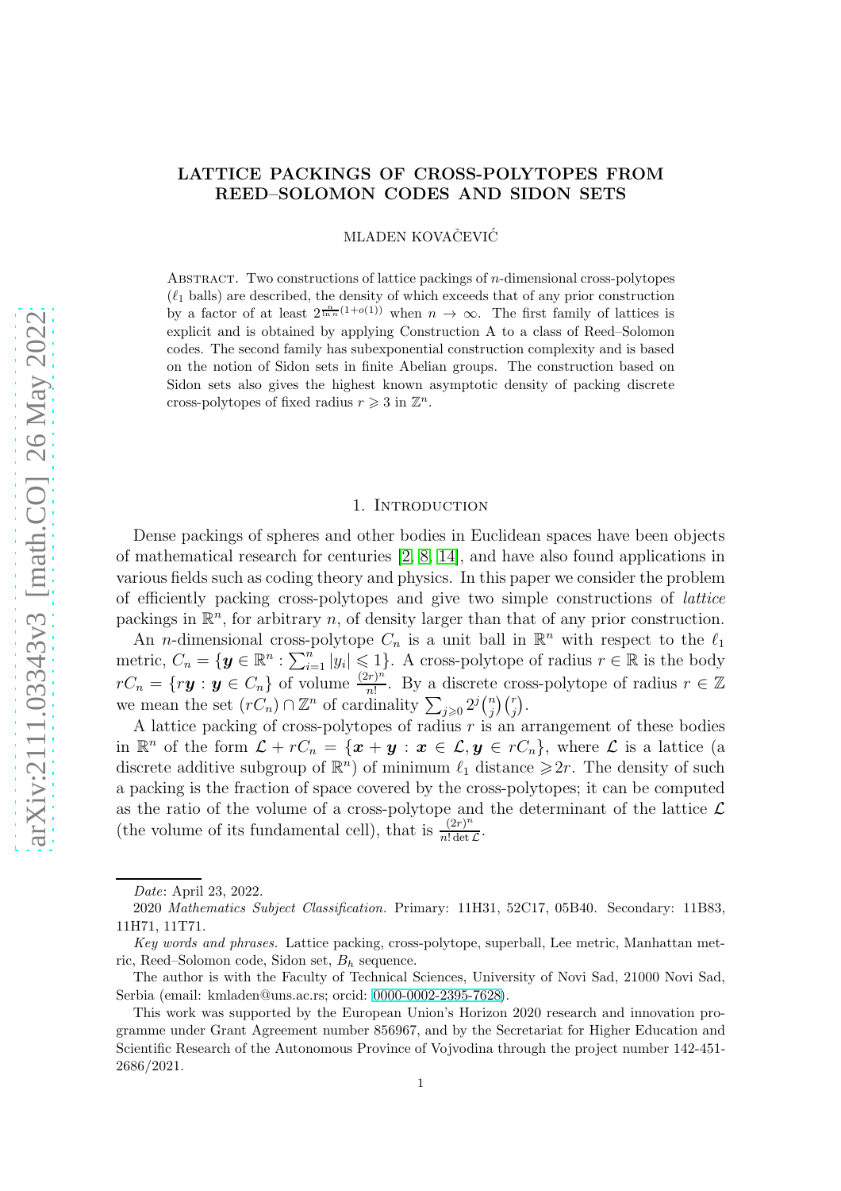# LATTICE PACKINGS OF CROSS-POLYTOPES FROM REED–SOLOMON CODES AND SIDON SETS

MLADEN KOVAČEVIĆ

Abstract. Two constructions of lattice packings of $n$-dimensional cross-polytopes ($\ell_1$ balls) are described, the density of which exceeds that of any prior construction by a factor of at least $2^{\frac{n}{\ln n}(1+o(1))}$ when $n \to \infty$. The first family of lattices is explicit and is obtained by applying Construction A to a class of Reed–Solomon codes. The second family has subexponential construction complexity and is based on the notion of Sidon sets in finite Abelian groups. The construction based on Sidon sets also gives the highest known asymptotic density of packing discrete cross-polytopes of fixed radius $r \geqslant 3$ in $\mathbb{Z}^n$.

## 1. Introduction

Dense packings of spheres and other bodies in Euclidean spaces have been objects of mathematical research for centuries [2, 8, 14], and have also found applications in various fields such as coding theory and physics. In this paper we consider the problem of efficiently packing cross-polytopes and give two simple constructions of *lattice* packings in $\mathbb{R}^n$, for arbitrary $n$, of density larger than that of any prior construction.

An $n$-dimensional cross-polytope $C_n$ is a unit ball in $\mathbb{R}^n$ with respect to the $\ell_1$ metric, $C_n = \{\boldsymbol{y} \in \mathbb{R}^n : \sum_{i=1}^n |y_i| \leqslant 1\}$. A cross-polytope of radius $r \in \mathbb{R}$ is the body $rC_n = \{r\boldsymbol{y} : \boldsymbol{y} \in C_n\}$ of volume $\frac{(2r)^n}{n!}$. By a discrete cross-polytope of radius $r \in \mathbb{Z}$ we mean the set $(rC_n) \cap \mathbb{Z}^n$ of cardinality $\sum_{j\geqslant 0} 2^j \binom{n}{j}\binom{r}{j}$.

A lattice packing of cross-polytopes of radius $r$ is an arrangement of these bodies in $\mathbb{R}^n$ of the form $\mathcal{L} + rC_n = \{\boldsymbol{x} + \boldsymbol{y} : \boldsymbol{x} \in \mathcal{L}, \boldsymbol{y} \in rC_n\}$, where $\mathcal{L}$ is a lattice (a discrete additive subgroup of $\mathbb{R}^n$) of minimum $\ell_1$ distance $\geqslant 2r$. The density of such a packing is the fraction of space covered by the cross-polytopes; it can be computed as the ratio of the volume of a cross-polytope and the determinant of the lattice $\mathcal{L}$ (the volume of its fundamental cell), that is $\frac{(2r)^n}{n!\det \mathcal{L}}$.

---

*Date*: April 23, 2022.

2020 *Mathematics Subject Classification.* Primary: 11H31, 52C17, 05B40. Secondary: 11B83, 11H71, 11T71.

*Key words and phrases.* Lattice packing, cross-polytope, superball, Lee metric, Manhattan metric, Reed–Solomon code, Sidon set, $B_h$ sequence.

The author is with the Faculty of Technical Sciences, University of Novi Sad, 21000 Novi Sad, Serbia (email: kmladen@uns.ac.rs; orcid: 0000-0002-2395-7628).

This work was supported by the European Union's Horizon 2020 research and innovation programme under Grant Agreement number 856967, and by the Secretariat for Higher Education and Scientific Research of the Autonomous Province of Vojvodina through the project number 142-451-2686/2021.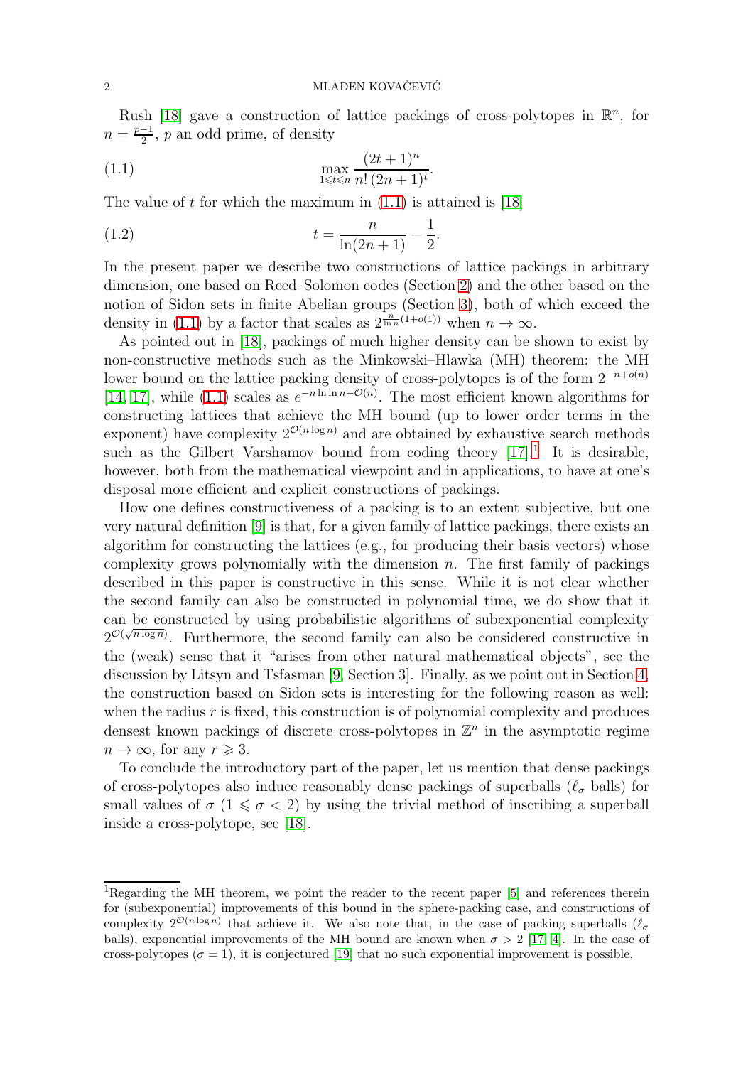Rush [18] gave a construction of lattice packings of cross-polytopes in $\mathbb{R}^n$, for $n = \frac{p-1}{2}$, $p$ an odd prime, of density

$$\max_{1 \leqslant t \leqslant n} \frac{(2t+1)^n}{n!\,(2n+1)^t}. \tag{1.1}$$

The value of $t$ for which the maximum in (1.1) is attained is [18]

$$t = \frac{n}{\ln(2n+1)} - \frac{1}{2}. \tag{1.2}$$

In the present paper we describe two constructions of lattice packings in arbitrary dimension, one based on Reed–Solomon codes (Section 2) and the other based on the notion of Sidon sets in finite Abelian groups (Section 3), both of which exceed the density in (1.1) by a factor that scales as $2^{\frac{n}{\ln n}(1+o(1))}$ when $n \to \infty$.

As pointed out in [18], packings of much higher density can be shown to exist by non-constructive methods such as the Minkowski–Hlawka (MH) theorem: the MH lower bound on the lattice packing density of cross-polytopes is of the form $2^{-n+o(n)}$ [14, 17], while (1.1) scales as $e^{-n \ln \ln n + \mathcal{O}(n)}$. The most efficient known algorithms for constructing lattices that achieve the MH bound (up to lower order terms in the exponent) have complexity $2^{\mathcal{O}(n \log n)}$ and are obtained by exhaustive search methods such as the Gilbert–Varshamov bound from coding theory [17].[1] It is desirable, however, both from the mathematical viewpoint and in applications, to have at one's disposal more efficient and explicit constructions of packings.

How one defines constructiveness of a packing is to an extent subjective, but one very natural definition [9] is that, for a given family of lattice packings, there exists an algorithm for constructing the lattices (e.g., for producing their basis vectors) whose complexity grows polynomially with the dimension $n$. The first family of packings described in this paper is constructive in this sense. While it is not clear whether the second family can also be constructed in polynomial time, we do show that it can be constructed by using probabilistic algorithms of subexponential complexity $2^{\mathcal{O}(\sqrt{n \log n})}$. Furthermore, the second family can also be considered constructive in the (weak) sense that it "arises from other natural mathematical objects", see the discussion by Litsyn and Tsfasman [9, Section 3]. Finally, as we point out in Section 4, the construction based on Sidon sets is interesting for the following reason as well: when the radius $r$ is fixed, this construction is of polynomial complexity and produces densest known packings of discrete cross-polytopes in $\mathbb{Z}^n$ in the asymptotic regime $n \to \infty$, for any $r \geqslant 3$.

To conclude the introductory part of the paper, let us mention that dense packings of cross-polytopes also induce reasonably dense packings of superballs ($\ell_\sigma$ balls) for small values of $\sigma$ ($1 \leqslant \sigma < 2$) by using the trivial method of inscribing a superball inside a cross-polytope, see [18].

---

[1] Regarding the MH theorem, we point the reader to the recent paper [5] and references therein for (subexponential) improvements of this bound in the sphere-packing case, and constructions of complexity $2^{\mathcal{O}(n \log n)}$ that achieve it. We also note that, in the case of packing superballs ($\ell_\sigma$ balls), exponential improvements of the MH bound are known when $\sigma > 2$ [17, 4]. In the case of cross-polytopes ($\sigma = 1$), it is conjectured [19] that no such exponential improvement is possible.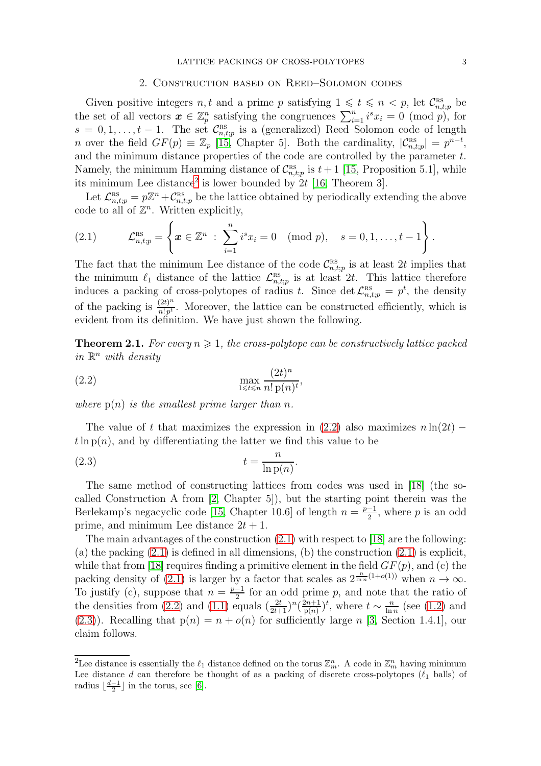## 2. Construction based on Reed–Solomon codes

Given positive integers $n, t$ and a prime $p$ satisfying $1 \leqslant t \leqslant n < p$, let $\mathcal{C}^{\text{RS}}_{n,t;p}$ be the set of all vectors $\boldsymbol{x} \in \mathbb{Z}_p^n$ satisfying the congruences $\sum_{i=1}^{n} i^s x_i = 0 \pmod p$, for $s = 0, 1, \ldots, t-1$. The set $\mathcal{C}^{\text{RS}}_{n,t;p}$ is a (generalized) Reed–Solomon code of length $n$ over the field $GF(p) \equiv \mathbb{Z}_p$ [15, Chapter 5]. Both the cardinality, $|\mathcal{C}^{\text{RS}}_{n,t;p}| = p^{n-t}$, and the minimum distance properties of the code are controlled by the parameter $t$. Namely, the minimum Hamming distance of $\mathcal{C}^{\text{RS}}_{n,t;p}$ is $t+1$ [15, Proposition 5.1], while its minimum Lee distance[2] is lower bounded by $2t$ [16, Theorem 3].

Let $\mathcal{L}^{\text{RS}}_{n,t;p} = p\mathbb{Z}^n + \mathcal{C}^{\text{RS}}_{n,t;p}$ be the lattice obtained by periodically extending the above code to all of $\mathbb{Z}^n$. Written explicitly,

$$\mathcal{L}^{\text{RS}}_{n,t;p} = \left\{ \boldsymbol{x} \in \mathbb{Z}^n \ : \ \sum_{i=1}^{n} i^s x_i = 0 \pmod p, \quad s = 0, 1, \ldots, t-1 \right\}. \tag{2.1}$$

The fact that the minimum Lee distance of the code $\mathcal{C}^{\text{RS}}_{n,t;p}$ is at least $2t$ implies that the minimum $\ell_1$ distance of the lattice $\mathcal{L}^{\text{RS}}_{n,t;p}$ is at least $2t$. This lattice therefore induces a packing of cross-polytopes of radius $t$. Since $\det \mathcal{L}^{\text{RS}}_{n,t;p} = p^t$, the density of the packing is $\frac{(2t)^n}{n!\,p^t}$. Moreover, the lattice can be constructed efficiently, which is evident from its definition. We have just shown the following.

**Theorem 2.1.** *For every $n \geqslant 1$, the cross-polytope can be constructively lattice packed in $\mathbb{R}^n$ with density*

$$\max_{1 \leqslant t \leqslant n} \frac{(2t)^n}{n!\,\mathrm{p}(n)^t}, \tag{2.2}$$

*where $\mathrm{p}(n)$ is the smallest prime larger than $n$.*

The value of $t$ that maximizes the expression in (2.2) also maximizes $n \ln(2t) - t \ln \mathrm{p}(n)$, and by differentiating the latter we find this value to be

$$t = \frac{n}{\ln \mathrm{p}(n)}. \tag{2.3}$$

The same method of constructing lattices from codes was used in [18] (the so-called Construction A from [2, Chapter 5]), but the starting point therein was the Berlekamp's negacyclic code [15, Chapter 10.6] of length $n = \frac{p-1}{2}$, where $p$ is an odd prime, and minimum Lee distance $2t+1$.

The main advantages of the construction (2.1) with respect to [18] are the following: (a) the packing (2.1) is defined in all dimensions, (b) the construction (2.1) is explicit, while that from [18] requires finding a primitive element in the field $GF(p)$, and (c) the packing density of (2.1) is larger by a factor that scales as $2^{\frac{n}{\ln n}(1+o(1))}$ when $n \to \infty$. To justify (c), suppose that $n = \frac{p-1}{2}$ for an odd prime $p$, and note that the ratio of the densities from (2.2) and (1.1) equals $(\frac{2t}{2t+1})^n (\frac{2n+1}{\mathrm{p}(n)})^t$, where $t \sim \frac{n}{\ln n}$ (see (1.2) and (2.3)). Recalling that $\mathrm{p}(n) = n + o(n)$ for sufficiently large $n$ [3, Section 1.4.1], our claim follows.

---

[2] Lee distance is essentially the $\ell_1$ distance defined on the torus $\mathbb{Z}_m^n$. A code in $\mathbb{Z}_m^n$ having minimum Lee distance $d$ can therefore be thought of as a packing of discrete cross-polytopes ($\ell_1$ balls) of radius $\lfloor \frac{d-1}{2} \rfloor$ in the torus, see [6].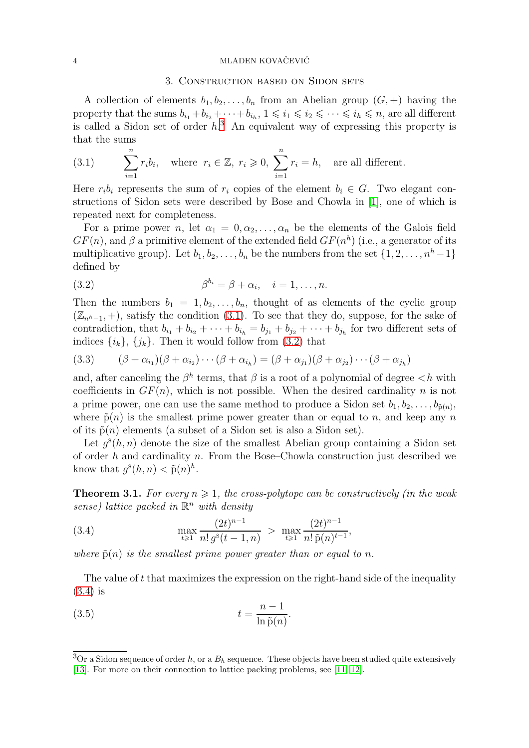## 3. Construction based on Sidon sets

A collection of elements $b_1, b_2, \ldots, b_n$ from an Abelian group $(G, +)$ having the property that the sums $b_{i_1} + b_{i_2} + \cdots + b_{i_h}$, $1 \leqslant i_1 \leqslant i_2 \leqslant \cdots \leqslant i_h \leqslant n$, are all different is called a Sidon set of order $h$.[3] An equivalent way of expressing this property is that the sums

$$\sum_{i=1}^{n} r_i b_i, \quad \text{where } r_i \in \mathbb{Z},\ r_i \geqslant 0,\ \sum_{i=1}^{n} r_i = h, \quad \text{are all different.} \tag{3.1}$$

Here $r_i b_i$ represents the sum of $r_i$ copies of the element $b_i \in G$. Two elegant constructions of Sidon sets were described by Bose and Chowla in [1], one of which is repeated next for completeness.

For a prime power $n$, let $\alpha_1 = 0, \alpha_2, \ldots, \alpha_n$ be the elements of the Galois field $GF(n)$, and $\beta$ a primitive element of the extended field $GF(n^h)$ (i.e., a generator of its multiplicative group). Let $b_1, b_2, \ldots, b_n$ be the numbers from the set $\{1, 2, \ldots, n^h - 1\}$ defined by

$$\beta^{b_i} = \beta + \alpha_i, \quad i = 1, \ldots, n. \tag{3.2}$$

Then the numbers $b_1 = 1, b_2, \ldots, b_n$, thought of as elements of the cyclic group $(\mathbb{Z}_{n^h-1}, +)$, satisfy the condition (3.1). To see that they do, suppose, for the sake of contradiction, that $b_{i_1} + b_{i_2} + \cdots + b_{i_h} = b_{j_1} + b_{j_2} + \cdots + b_{j_h}$ for two different sets of indices $\{i_k\}$, $\{j_k\}$. Then it would follow from (3.2) that

$$(\beta + \alpha_{i_1})(\beta + \alpha_{i_2}) \cdots (\beta + \alpha_{i_h}) = (\beta + \alpha_{j_1})(\beta + \alpha_{j_2}) \cdots (\beta + \alpha_{j_h}) \tag{3.3}$$

and, after canceling the $\beta^h$ terms, that $\beta$ is a root of a polynomial of degree $< h$ with coefficients in $GF(n)$, which is not possible. When the desired cardinality $n$ is not a prime power, one can use the same method to produce a Sidon set $b_1, b_2, \ldots, b_{\tilde{\mathrm{p}}(n)}$, where $\tilde{\mathrm{p}}(n)$ is the smallest prime power greater than or equal to $n$, and keep any $n$ of its $\tilde{\mathrm{p}}(n)$ elements (a subset of a Sidon set is also a Sidon set).

Let $g^{\mathrm{s}}(h, n)$ denote the size of the smallest Abelian group containing a Sidon set of order $h$ and cardinality $n$. From the Bose–Chowla construction just described we know that $g^{\mathrm{s}}(h, n) < \tilde{\mathrm{p}}(n)^h$.

**Theorem 3.1.** *For every $n \geqslant 1$, the cross-polytope can be constructively (in the weak sense) lattice packed in $\mathbb{R}^n$ with density*

$$\max_{t \geqslant 1} \frac{(2t)^{n-1}}{n!\, g^{\mathrm{s}}(t-1, n)} \;>\; \max_{t \geqslant 1} \frac{(2t)^{n-1}}{n!\, \tilde{\mathrm{p}}(n)^{t-1}}, \tag{3.4}$$

*where $\tilde{\mathrm{p}}(n)$ is the smallest prime power greater than or equal to $n$.*

The value of $t$ that maximizes the expression on the right-hand side of the inequality (3.4) is

$$t = \frac{n-1}{\ln \tilde{\mathrm{p}}(n)}. \tag{3.5}$$

---

[3] Or a Sidon sequence of order $h$, or a $B_h$ sequence. These objects have been studied quite extensively [13]. For more on their connection to lattice packing problems, see [11, 12].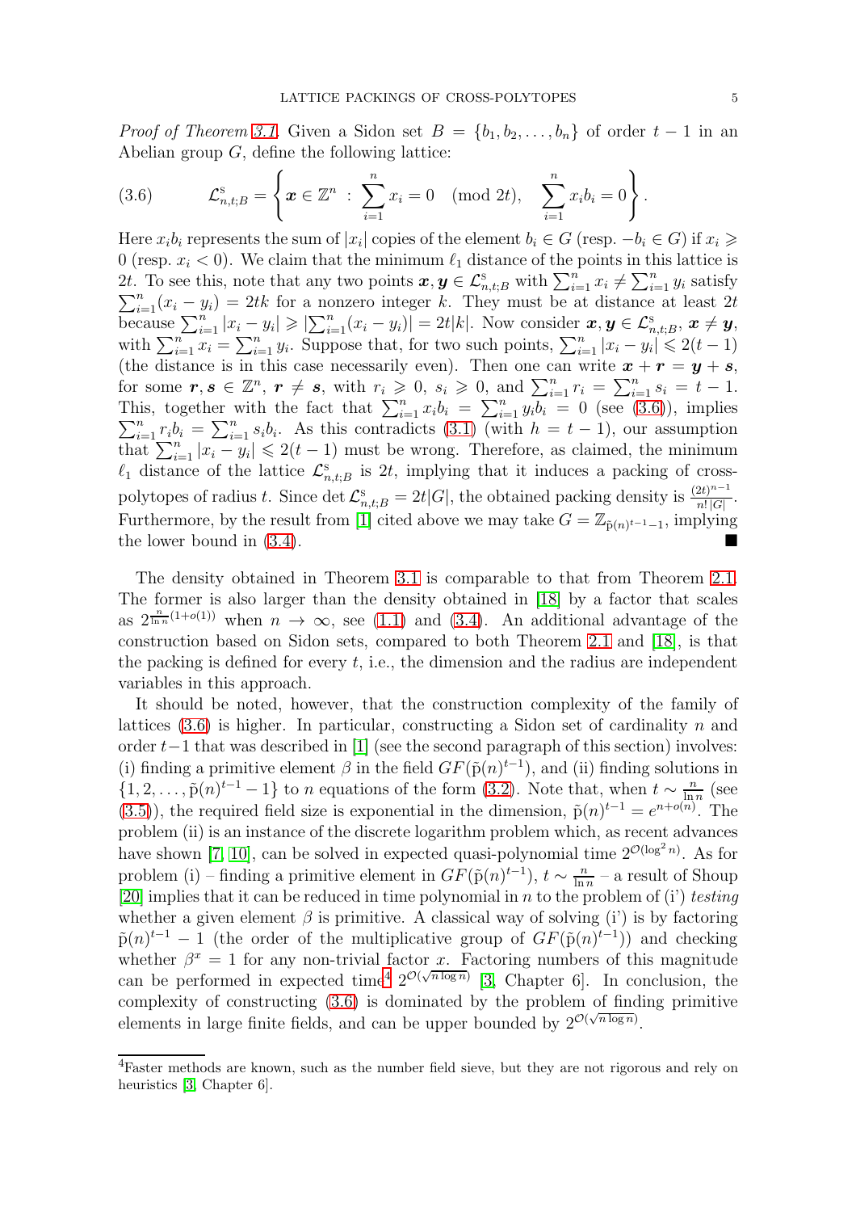*Proof of Theorem 3.1.* Given a Sidon set $B = \{b_1, b_2, \ldots, b_n\}$ of order $t-1$ in an Abelian group $G$, define the following lattice:

$$\mathcal{L}^{\mathrm{s}}_{n,t;B} = \left\{ \boldsymbol{x} \in \mathbb{Z}^n \ : \ \sum_{i=1}^{n} x_i = 0 \pmod{2t}, \quad \sum_{i=1}^{n} x_i b_i = 0 \right\}. \tag{3.6}$$

Here $x_i b_i$ represents the sum of $|x_i|$ copies of the element $b_i \in G$ (resp. $-b_i \in G$) if $x_i \geqslant 0$ (resp. $x_i < 0$). We claim that the minimum $\ell_1$ distance of the points in this lattice is $2t$. To see this, note that any two points $\boldsymbol{x}, \boldsymbol{y} \in \mathcal{L}^{\mathrm{s}}_{n,t;B}$ with $\sum_{i=1}^{n} x_i \neq \sum_{i=1}^{n} y_i$ satisfy $\sum_{i=1}^{n}(x_i - y_i) = 2tk$ for a nonzero integer $k$. They must be at distance at least $2t$ because $\sum_{i=1}^{n} |x_i - y_i| \geqslant |\sum_{i=1}^{n}(x_i - y_i)| = 2t|k|$. Now consider $\boldsymbol{x}, \boldsymbol{y} \in \mathcal{L}^{\mathrm{s}}_{n,t;B}$, $\boldsymbol{x} \neq \boldsymbol{y}$, with $\sum_{i=1}^{n} x_i = \sum_{i=1}^{n} y_i$. Suppose that, for two such points, $\sum_{i=1}^{n} |x_i - y_i| \leqslant 2(t-1)$ (the distance is in this case necessarily even). Then one can write $\boldsymbol{x} + \boldsymbol{r} = \boldsymbol{y} + \boldsymbol{s}$, for some $\boldsymbol{r}, \boldsymbol{s} \in \mathbb{Z}^n$, $\boldsymbol{r} \neq \boldsymbol{s}$, with $r_i \geqslant 0$, $s_i \geqslant 0$, and $\sum_{i=1}^{n} r_i = \sum_{i=1}^{n} s_i = t-1$. This, together with the fact that $\sum_{i=1}^{n} x_i b_i = \sum_{i=1}^{n} y_i b_i = 0$ (see (3.6)), implies $\sum_{i=1}^{n} r_i b_i = \sum_{i=1}^{n} s_i b_i$. As this contradicts (3.1) (with $h = t-1$), our assumption that $\sum_{i=1}^{n} |x_i - y_i| \leqslant 2(t-1)$ must be wrong. Therefore, as claimed, the minimum $\ell_1$ distance of the lattice $\mathcal{L}^{\mathrm{s}}_{n,t;B}$ is $2t$, implying that it induces a packing of cross-polytopes of radius $t$. Since $\det \mathcal{L}^{\mathrm{s}}_{n,t;B} = 2t|G|$, the obtained packing density is $\frac{(2t)^{n-1}}{n!\,|G|}$. Furthermore, by the result from [1] cited above we may take $G = \mathbb{Z}_{\tilde{\mathrm{p}}(n)^{t-1}-1}$, implying the lower bound in (3.4). ■

The density obtained in Theorem 3.1 is comparable to that from Theorem 2.1. The former is also larger than the density obtained in [18] by a factor that scales as $2^{\frac{n}{\ln n}(1+o(1))}$ when $n \to \infty$, see (1.1) and (3.4). An additional advantage of the construction based on Sidon sets, compared to both Theorem 2.1 and [18], is that the packing is defined for every $t$, i.e., the dimension and the radius are independent variables in this approach.

It should be noted, however, that the construction complexity of the family of lattices (3.6) is higher. In particular, constructing a Sidon set of cardinality $n$ and order $t-1$ that was described in [1] (see the second paragraph of this section) involves: (i) finding a primitive element $\beta$ in the field $GF(\tilde{\mathrm{p}}(n)^{t-1})$, and (ii) finding solutions in $\{1, 2, \ldots, \tilde{\mathrm{p}}(n)^{t-1} - 1\}$ to $n$ equations of the form (3.2). Note that, when $t \sim \frac{n}{\ln n}$ (see (3.5)), the required field size is exponential in the dimension, $\tilde{\mathrm{p}}(n)^{t-1} = e^{n+o(n)}$. The problem (ii) is an instance of the discrete logarithm problem which, as recent advances have shown [7, 10], can be solved in expected quasi-polynomial time $2^{\mathcal{O}(\log^2 n)}$. As for problem (i) – finding a primitive element in $GF(\tilde{\mathrm{p}}(n)^{t-1})$, $t \sim \frac{n}{\ln n}$ – a result of Shoup [20] implies that it can be reduced in time polynomial in $n$ to the problem of (i') *testing* whether a given element $\beta$ is primitive. A classical way of solving (i') is by factoring $\tilde{\mathrm{p}}(n)^{t-1} - 1$ (the order of the multiplicative group of $GF(\tilde{\mathrm{p}}(n)^{t-1})$) and checking whether $\beta^x = 1$ for any non-trivial factor $x$. Factoring numbers of this magnitude can be performed in expected time[4] $2^{\mathcal{O}(\sqrt{n \log n})}$ [3, Chapter 6]. In conclusion, the complexity of constructing (3.6) is dominated by the problem of finding primitive elements in large finite fields, and can be upper bounded by $2^{\mathcal{O}(\sqrt{n \log n})}$.

[4] Faster methods are known, such as the number field sieve, but they are not rigorous and rely on heuristics [3, Chapter 6].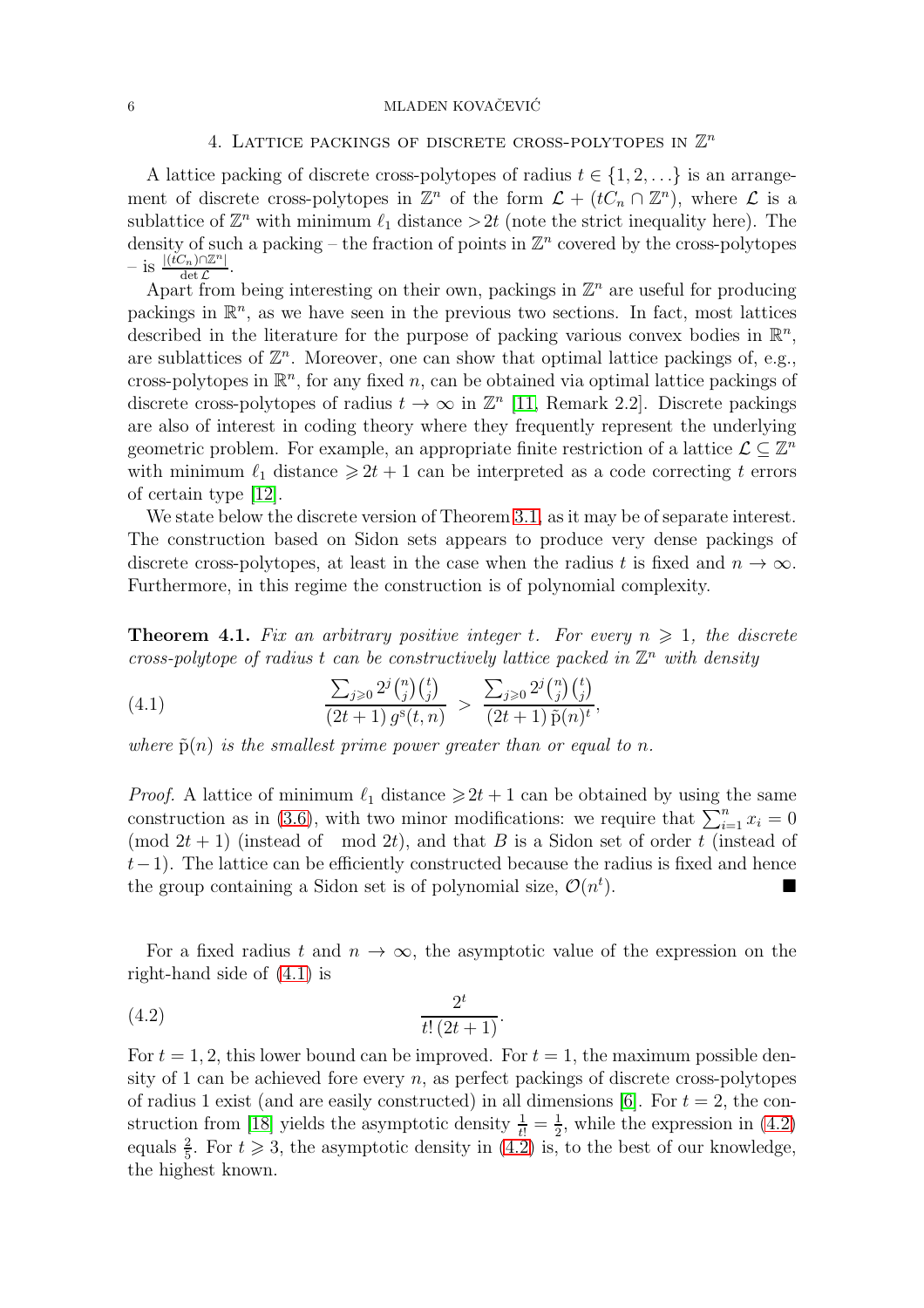## 4. Lattice packings of discrete cross-polytopes in $\mathbb{Z}^n$

A lattice packing of discrete cross-polytopes of radius $t \in \{1, 2, \dots\}$ is an arrangement of discrete cross-polytopes in $\mathbb{Z}^n$ of the form $\mathcal{L} + (tC_n \cap \mathbb{Z}^n)$, where $\mathcal{L}$ is a sublattice of $\mathbb{Z}^n$ with minimum $\ell_1$ distance $> 2t$ (note the strict inequality here). The density of such a packing – the fraction of points in $\mathbb{Z}^n$ covered by the cross-polytopes – is $\frac{|(tC_n) \cap \mathbb{Z}^n|}{\det \mathcal{L}}$.

Apart from being interesting on their own, packings in $\mathbb{Z}^n$ are useful for producing packings in $\mathbb{R}^n$, as we have seen in the previous two sections. In fact, most lattices described in the literature for the purpose of packing various convex bodies in $\mathbb{R}^n$, are sublattices of $\mathbb{Z}^n$. Moreover, one can show that optimal lattice packings of, e.g., cross-polytopes in $\mathbb{R}^n$, for any fixed $n$, can be obtained via optimal lattice packings of discrete cross-polytopes of radius $t \to \infty$ in $\mathbb{Z}^n$ [11, Remark 2.2]. Discrete packings are also of interest in coding theory where they frequently represent the underlying geometric problem. For example, an appropriate finite restriction of a lattice $\mathcal{L} \subseteq \mathbb{Z}^n$ with minimum $\ell_1$ distance $\geqslant 2t+1$ can be interpreted as a code correcting $t$ errors of certain type [12].

We state below the discrete version of Theorem 3.1, as it may be of separate interest. The construction based on Sidon sets appears to produce very dense packings of discrete cross-polytopes, at least in the case when the radius $t$ is fixed and $n \to \infty$. Furthermore, in this regime the construction is of polynomial complexity.

**Theorem 4.1.** *Fix an arbitrary positive integer $t$. For every $n \geqslant 1$, the discrete cross-polytope of radius $t$ can be constructively lattice packed in $\mathbb{Z}^n$ with density*

$$\frac{\sum_{j \geqslant 0} 2^j \binom{n}{j} \binom{t}{j}}{(2t+1)\, g^{\mathrm{s}}(t,n)} > \frac{\sum_{j \geqslant 0} 2^j \binom{n}{j} \binom{t}{j}}{(2t+1)\, \tilde{\mathrm{p}}(n)^t}, \tag{4.1}$$

*where $\tilde{\mathrm{p}}(n)$ is the smallest prime power greater than or equal to $n$.*

*Proof.* A lattice of minimum $\ell_1$ distance $\geqslant 2t+1$ can be obtained by using the same construction as in (3.6), with two minor modifications: we require that $\sum_{i=1}^n x_i = 0 \pmod{2t+1}$ (instead of $\bmod 2t$), and that $B$ is a Sidon set of order $t$ (instead of $t-1$). The lattice can be efficiently constructed because the radius is fixed and hence the group containing a Sidon set is of polynomial size, $\mathcal{O}(n^t)$. ∎

For a fixed radius $t$ and $n \to \infty$, the asymptotic value of the expression on the right-hand side of (4.1) is

$$\frac{2^t}{t!\,(2t+1)}. \tag{4.2}$$

For $t = 1, 2$, this lower bound can be improved. For $t = 1$, the maximum possible density of 1 can be achieved fore every $n$, as perfect packings of discrete cross-polytopes of radius 1 exist (and are easily constructed) in all dimensions [6]. For $t = 2$, the construction from [18] yields the asymptotic density $\frac{1}{t!} = \frac{1}{2}$, while the expression in (4.2) equals $\frac{2}{5}$. For $t \geqslant 3$, the asymptotic density in (4.2) is, to the best of our knowledge, the highest known.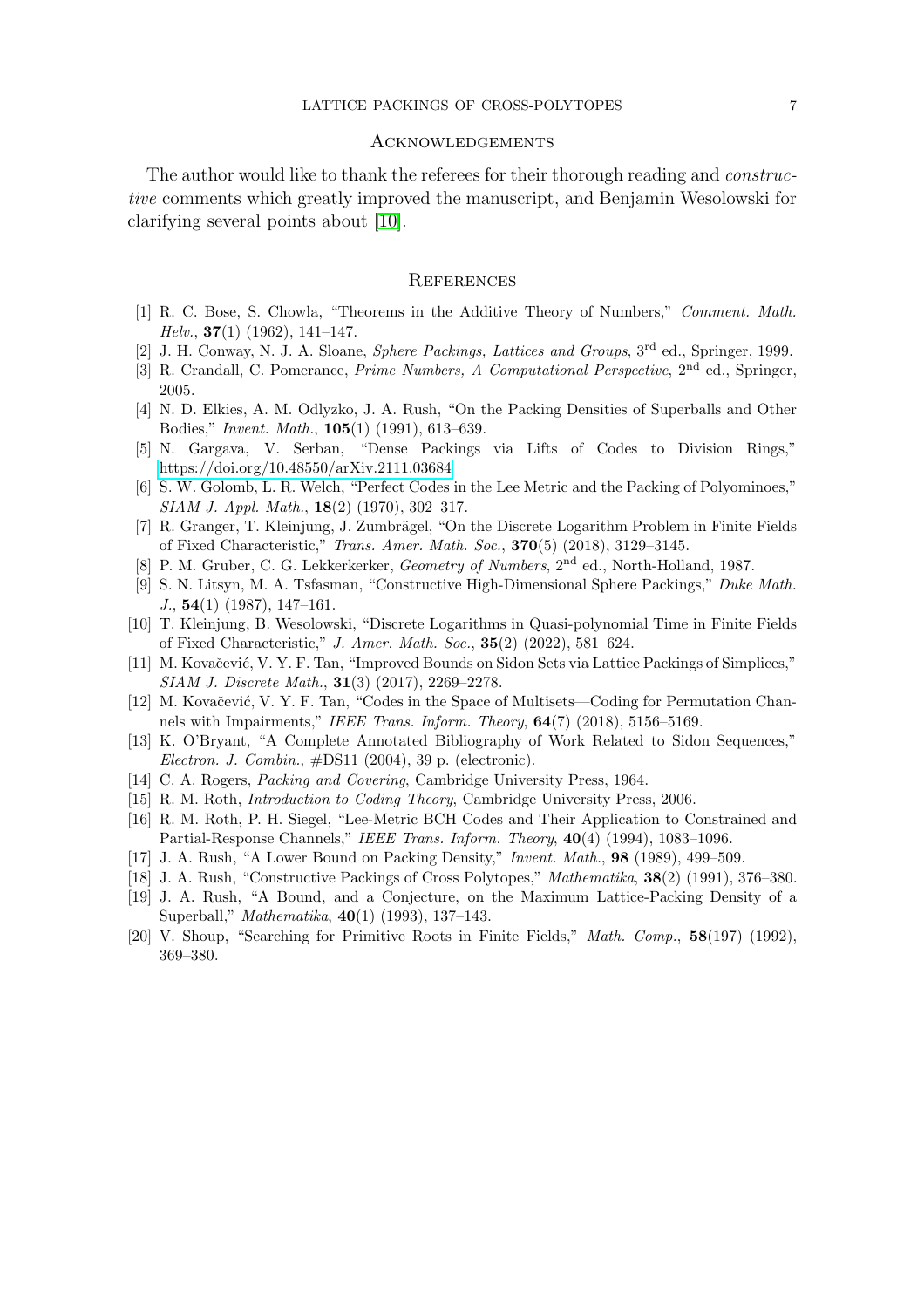## Acknowledgements

The author would like to thank the referees for their thorough reading and *constructive* comments which greatly improved the manuscript, and Benjamin Wesolowski for clarifying several points about [10].

## References

[1] R. C. Bose, S. Chowla, "Theorems in the Additive Theory of Numbers," *Comment. Math. Helv.*, **37**(1) (1962), 141–147.

[2] J. H. Conway, N. J. A. Sloane, *Sphere Packings, Lattices and Groups*, 3rd ed., Springer, 1999.

[3] R. Crandall, C. Pomerance, *Prime Numbers, A Computational Perspective*, 2nd ed., Springer, 2005.

[4] N. D. Elkies, A. M. Odlyzko, J. A. Rush, "On the Packing Densities of Superballs and Other Bodies," *Invent. Math.*, **105**(1) (1991), 613–639.

[5] N. Gargava, V. Serban, "Dense Packings via Lifts of Codes to Division Rings," https://doi.org/10.48550/arXiv.2111.03684

[6] S. W. Golomb, L. R. Welch, "Perfect Codes in the Lee Metric and the Packing of Polyominoes," *SIAM J. Appl. Math.*, **18**(2) (1970), 302–317.

[7] R. Granger, T. Kleinjung, J. Zumbrägel, "On the Discrete Logarithm Problem in Finite Fields of Fixed Characteristic," *Trans. Amer. Math. Soc.*, **370**(5) (2018), 3129–3145.

[8] P. M. Gruber, C. G. Lekkerkerker, *Geometry of Numbers*, 2nd ed., North-Holland, 1987.

[9] S. N. Litsyn, M. A. Tsfasman, "Constructive High-Dimensional Sphere Packings," *Duke Math. J.*, **54**(1) (1987), 147–161.

[10] T. Kleinjung, B. Wesolowski, "Discrete Logarithms in Quasi-polynomial Time in Finite Fields of Fixed Characteristic," *J. Amer. Math. Soc.*, **35**(2) (2022), 581–624.

[11] M. Kovačević, V. Y. F. Tan, "Improved Bounds on Sidon Sets via Lattice Packings of Simplices," *SIAM J. Discrete Math.*, **31**(3) (2017), 2269–2278.

[12] M. Kovačević, V. Y. F. Tan, "Codes in the Space of Multisets—Coding for Permutation Channels with Impairments," *IEEE Trans. Inform. Theory*, **64**(7) (2018), 5156–5169.

[13] K. O'Bryant, "A Complete Annotated Bibliography of Work Related to Sidon Sequences," *Electron. J. Combin.*, #DS11 (2004), 39 p. (electronic).

[14] C. A. Rogers, *Packing and Covering*, Cambridge University Press, 1964.

[15] R. M. Roth, *Introduction to Coding Theory*, Cambridge University Press, 2006.

[16] R. M. Roth, P. H. Siegel, "Lee-Metric BCH Codes and Their Application to Constrained and Partial-Response Channels," *IEEE Trans. Inform. Theory*, **40**(4) (1994), 1083–1096.

[17] J. A. Rush, "A Lower Bound on Packing Density," *Invent. Math.*, **98** (1989), 499–509.

[18] J. A. Rush, "Constructive Packings of Cross Polytopes," *Mathematika*, **38**(2) (1991), 376–380.

[19] J. A. Rush, "A Bound, and a Conjecture, on the Maximum Lattice-Packing Density of a Superball," *Mathematika*, **40**(1) (1993), 137–143.

[20] V. Shoup, "Searching for Primitive Roots in Finite Fields," *Math. Comp.*, **58**(197) (1992), 369–380.